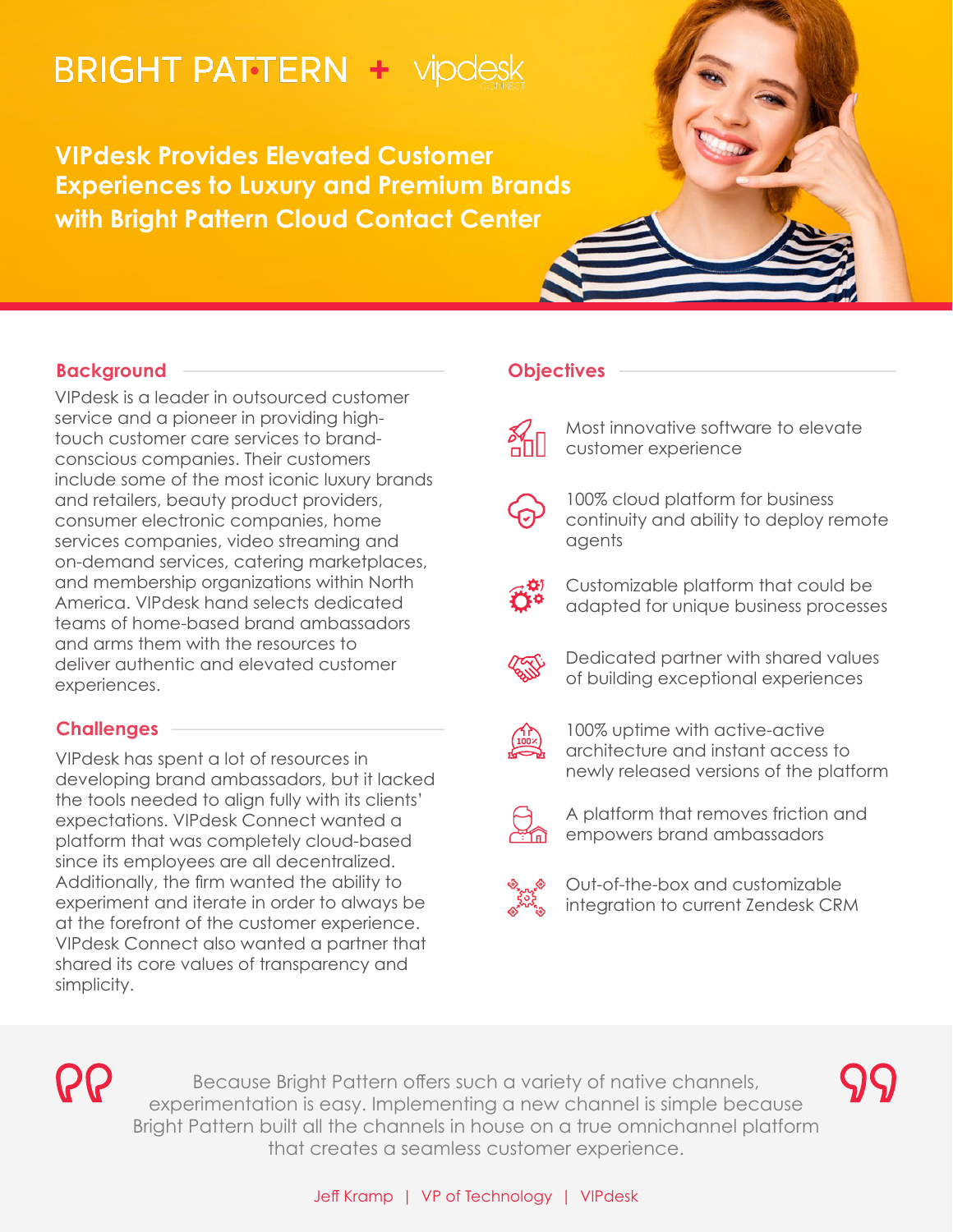BRIGHT PATTERN + vipdesk CONNECT

# VIPdesk Provides Elevated Customer Experiences to Luxury and Premium Brands with Bright Pattern Cloud Contact Center

## Background

VIPdesk is a leader in outsourced customer service and a pioneer in providing high-touch customer care services to brand-conscious companies. Their customers include some of the most iconic luxury brands and retailers, beauty product providers, consumer electronic companies, home services companies, video streaming and on-demand services, catering marketplaces, and membership organizations within North America. VIPdesk hand selects dedicated teams of home-based brand ambassadors and arms them with the resources to deliver authentic and elevated customer experiences.

## Challenges

VIPdesk has spent a lot of resources in developing brand ambassadors, but it lacked the tools needed to align fully with its clients' expectations. VIPdesk Connect wanted a platform that was completely cloud-based since its employees are all decentralized. Additionally, the firm wanted the ability to experiment and iterate in order to always be at the forefront of the customer experience. VIPdesk Connect also wanted a partner that shared its core values of transparency and simplicity.

## Objectives

- Most innovative software to elevate customer experience
- 100% cloud platform for business continuity and ability to deploy remote agents
- Customizable platform that could be adapted for unique business processes
- Dedicated partner with shared values of building exceptional experiences
- 100% uptime with active-active architecture and instant access to newly released versions of the platform
- A platform that removes friction and empowers brand ambassadors
- Out-of-the-box and customizable integration to current Zendesk CRM

> Because Bright Pattern offers such a variety of native channels, experimentation is easy. Implementing a new channel is simple because Bright Pattern built all the channels in house on a true omnichannel platform that creates a seamless customer experience.
>
> Jeff Kramp | VP of Technology | VIPdesk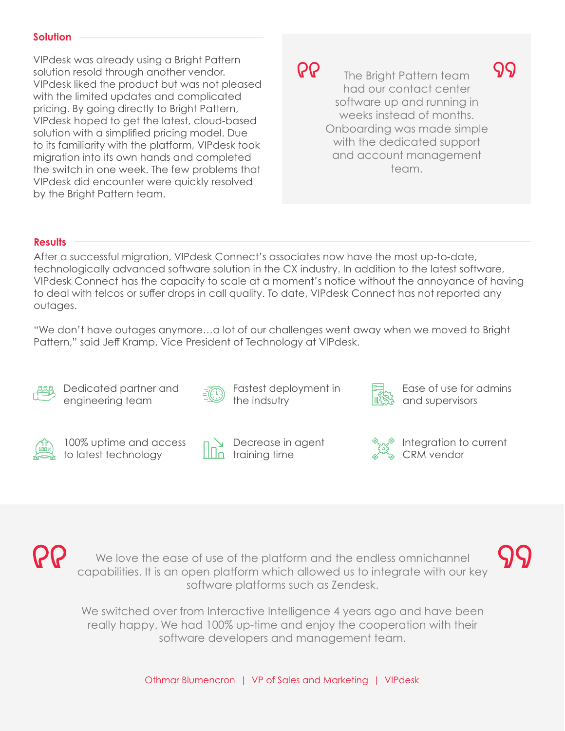## Solution

VIPdesk was already using a Bright Pattern solution resold through another vendor. VIPdesk liked the product but was not pleased with the limited updates and complicated pricing. By going directly to Bright Pattern, VIPdesk hoped to get the latest, cloud-based solution with a simplified pricing model. Due to its familiarity with the platform, VIPdesk took migration into its own hands and completed the switch in one week. The few problems that VIPdesk did encounter were quickly resolved by the Bright Pattern team.

> The Bright Pattern team had our contact center software up and running in weeks instead of months. Onboarding was made simple with the dedicated support and account management team.

## Results

After a successful migration, VIPdesk Connect's associates now have the most up-to-date, technologically advanced software solution in the CX industry. In addition to the latest software, VIPdesk Connect has the capacity to scale at a moment's notice without the annoyance of having to deal with telcos or suffer drops in call quality. To date, VIPdesk Connect has not reported any outages.

"We don't have outages anymore…a lot of our challenges went away when we moved to Bright Pattern," said Jeff Kramp, Vice President of Technology at VIPdesk.

- Dedicated partner and engineering team
- Fastest deployment in the indsutry
- Ease of use for admins and supervisors
- 100% uptime and access to latest technology
- Decrease in agent training time
- Integration to current CRM vendor

> We love the ease of use of the platform and the endless omnichannel capabilities. It is an open platform which allowed us to integrate with our key software platforms such as Zendesk.
>
> We switched over from Interactive Intelligence 4 years ago and have been really happy. We had 100% up-time and enjoy the cooperation with their software developers and management team.

Othmar Blumencron | VP of Sales and Marketing | VIPdesk